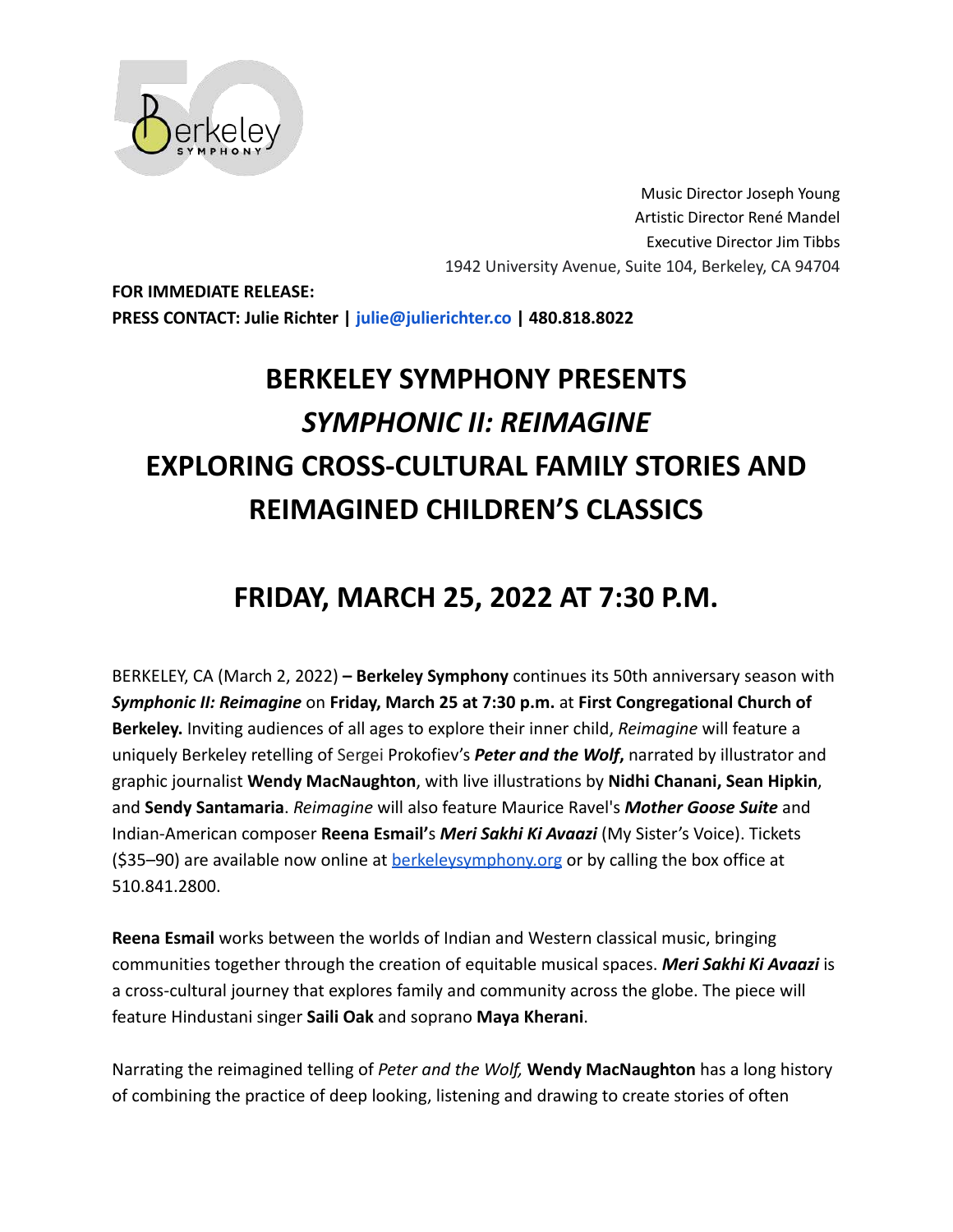Music Director Joseph Young
Artistic Director René Mandel
Executive Director Jim Tibbs
1942 University Avenue, Suite 104, Berkeley, CA 94704

**FOR IMMEDIATE RELEASE:**
**PRESS CONTACT: Julie Richter | julie@julierichter.co | 480.818.8022**

# BERKELEY SYMPHONY PRESENTS *SYMPHONIC II: REIMAGINE* EXPLORING CROSS-CULTURAL FAMILY STORIES AND REIMAGINED CHILDREN'S CLASSICS

## FRIDAY, MARCH 25, 2022 AT 7:30 P.M.

BERKELEY, CA (March 2, 2022) **– Berkeley Symphony** continues its 50th anniversary season with ***Symphonic II: Reimagine*** on **Friday, March 25 at 7:30 p.m.** at **First Congregational Church of Berkeley.** Inviting audiences of all ages to explore their inner child, *Reimagine* will feature a uniquely Berkeley retelling of Sergei Prokofiev's ***Peter and the Wolf*,** narrated by illustrator and graphic journalist **Wendy MacNaughton**, with live illustrations by **Nidhi Chanani, Sean Hipkin**, and **Sendy Santamaria**. *Reimagine* will also feature Maurice Ravel's ***Mother Goose Suite*** and Indian-American composer **Reena Esmail**'s ***Meri Sakhi Ki Avaazi*** (My Sister's Voice). Tickets ($35–90) are available now online at berkeleysymphony.org or by calling the box office at 510.841.2800.

**Reena Esmail** works between the worlds of Indian and Western classical music, bringing communities together through the creation of equitable musical spaces. ***Meri Sakhi Ki Avaazi*** is a cross-cultural journey that explores family and community across the globe. The piece will feature Hindustani singer **Saili Oak** and soprano **Maya Kherani**.

Narrating the reimagined telling of *Peter and the Wolf,* **Wendy MacNaughton** has a long history of combining the practice of deep looking, listening and drawing to create stories of often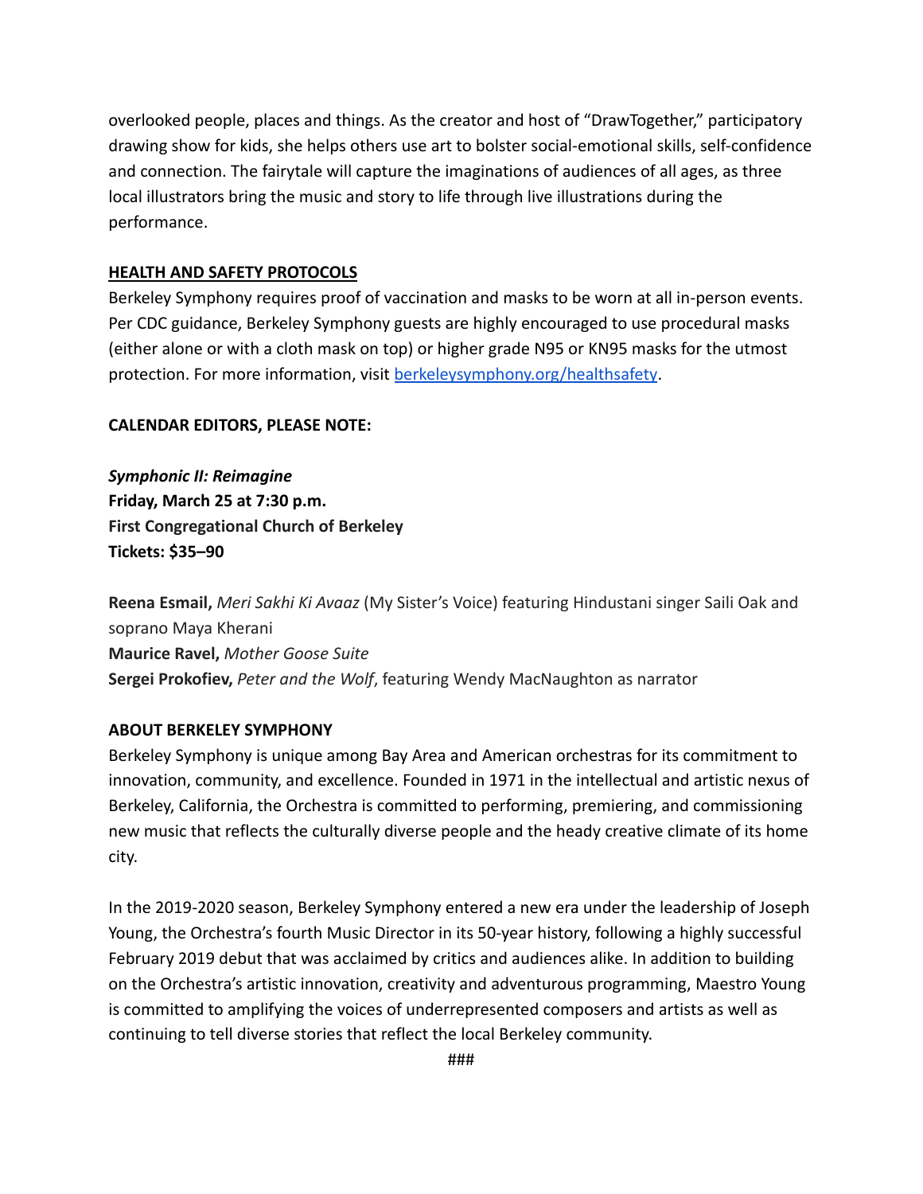overlooked people, places and things. As the creator and host of "DrawTogether," participatory drawing show for kids, she helps others use art to bolster social-emotional skills, self-confidence and connection. The fairytale will capture the imaginations of audiences of all ages, as three local illustrators bring the music and story to life through live illustrations during the performance.

**HEALTH AND SAFETY PROTOCOLS**

Berkeley Symphony requires proof of vaccination and masks to be worn at all in-person events. Per CDC guidance, Berkeley Symphony guests are highly encouraged to use procedural masks (either alone or with a cloth mask on top) or higher grade N95 or KN95 masks for the utmost protection. For more information, visit [berkeleysymphony.org/healthsafety](berkeleysymphony.org/healthsafety).

**CALENDAR EDITORS, PLEASE NOTE:**

***Symphonic II: Reimagine***
**Friday, March 25 at 7:30 p.m.**
**First Congregational Church of Berkeley**
**Tickets: $35–90**

**Reena Esmail,** *Meri Sakhi Ki Avaaz* (My Sister's Voice) featuring Hindustani singer Saili Oak and soprano Maya Kherani
**Maurice Ravel,** *Mother Goose Suite*
**Sergei Prokofiev,** *Peter and the Wolf*, featuring Wendy MacNaughton as narrator

**ABOUT BERKELEY SYMPHONY**

Berkeley Symphony is unique among Bay Area and American orchestras for its commitment to innovation, community, and excellence. Founded in 1971 in the intellectual and artistic nexus of Berkeley, California, the Orchestra is committed to performing, premiering, and commissioning new music that reflects the culturally diverse people and the heady creative climate of its home city.

In the 2019-2020 season, Berkeley Symphony entered a new era under the leadership of Joseph Young, the Orchestra's fourth Music Director in its 50-year history, following a highly successful February 2019 debut that was acclaimed by critics and audiences alike. In addition to building on the Orchestra's artistic innovation, creativity and adventurous programming, Maestro Young is committed to amplifying the voices of underrepresented composers and artists as well as continuing to tell diverse stories that reflect the local Berkeley community.

###